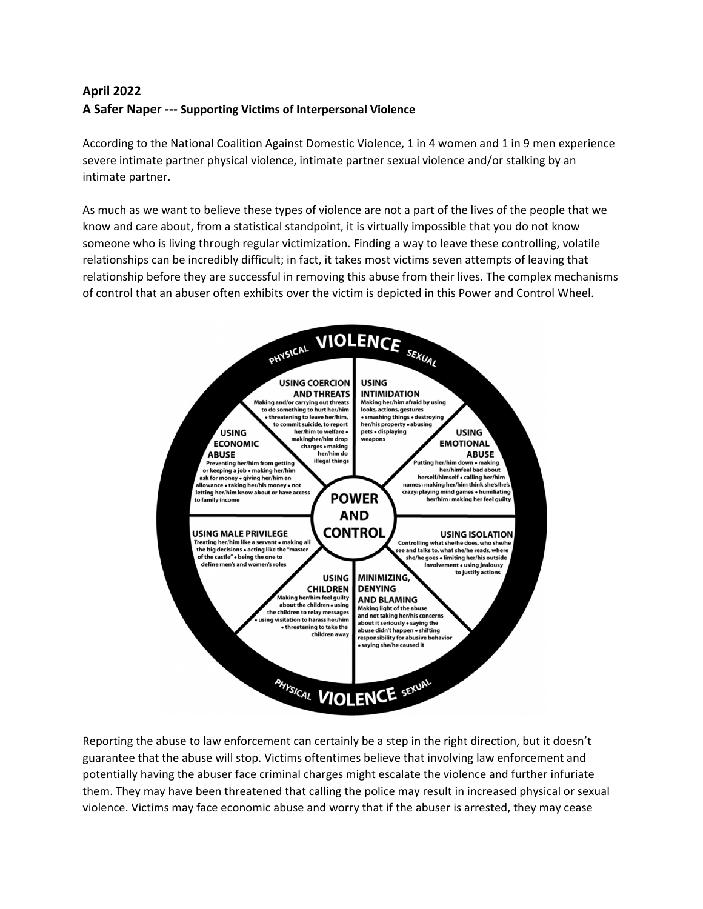**April 2022**
**A Safer Naper --- Supporting Victims of Interpersonal Violence**

According to the National Coalition Against Domestic Violence, 1 in 4 women and 1 in 9 men experience severe intimate partner physical violence, intimate partner sexual violence and/or stalking by an intimate partner.

As much as we want to believe these types of violence are not a part of the lives of the people that we know and care about, from a statistical standpoint, it is virtually impossible that you do not know someone who is living through regular victimization. Finding a way to leave these controlling, volatile relationships can be incredibly difficult; in fact, it takes most victims seven attempts of leaving that relationship before they are successful in removing this abuse from their lives. The complex mechanisms of control that an abuser often exhibits over the victim is depicted in this Power and Control Wheel.

PHYSICAL VIOLENCE SEXUAL

**POWER AND CONTROL**

**USING COERCION AND THREATS**
Making and/or carrying out threats to do something to hurt her/him • threatening to leave her/him, to commit suicide, to report her/him to welfare • makingher/him drop charges • making her/him do illegal things

**USING INTIMIDATION**
Making her/him afraid by using looks, actions, gestures • smashing things • destroying her/his property • abusing pets • displaying weapons

**USING EMOTIONAL ABUSE**
Putting her/him down • making her/himfeel bad about herself/himself • calling her/him names • making her/him think she's/he's crazy • playing mind games • humiliating her/him • making her feel guilty

**USING ISOLATION**
Controlling what she/he does, who she/he see and talks to, what she/he reads, where she/he goes • limiting her/his outside involvement • using jealousy to justify actions

**MINIMIZING, DENYING AND BLAMING**
Making light of the abuse and not taking her/his concerns about it seriously • saying the abuse didn't happen • shifting responsibility for abusive behavior • saying she/he caused it

**USING CHILDREN**
Making her/him feel guilty about the children • using the children to relay messages • using visitation to harass her/him • threatening to take the children away

**USING MALE PRIVILEGE**
Treating her/him like a servant • making all the big decisions • acting like the "master of the castle" • being the one to define men's and women's roles

**USING ECONOMIC ABUSE**
Preventing her/him from getting or keeping a job • making her/him ask for money • giving her/him an allowance • taking her/his money • not letting her/him know about or have access to family income

PHYSICAL VIOLENCE SEXUAL

Reporting the abuse to law enforcement can certainly be a step in the right direction, but it doesn't guarantee that the abuse will stop. Victims oftentimes believe that involving law enforcement and potentially having the abuser face criminal charges might escalate the violence and further infuriate them. They may have been threatened that calling the police may result in increased physical or sexual violence. Victims may face economic abuse and worry that if the abuser is arrested, they may cease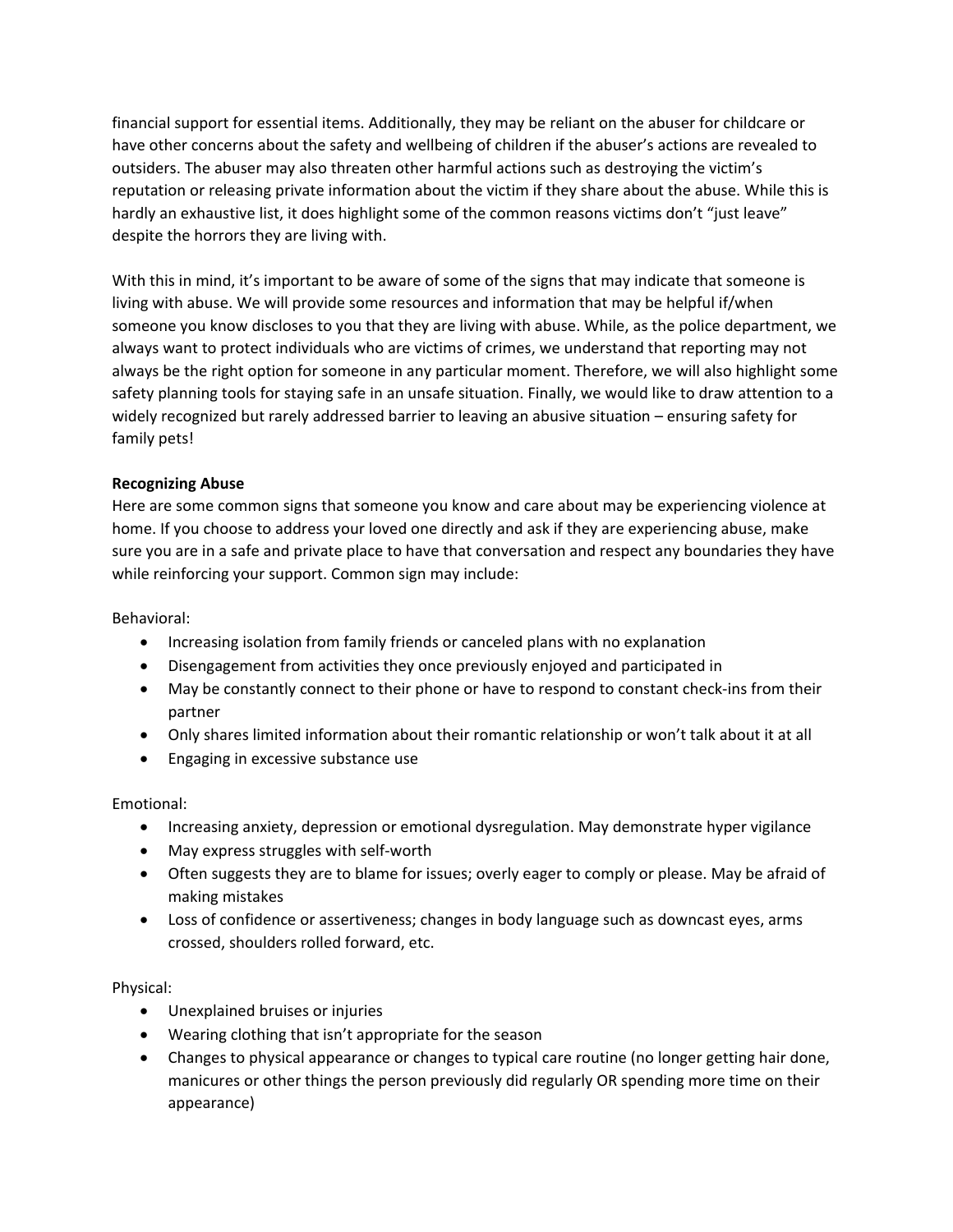financial support for essential items. Additionally, they may be reliant on the abuser for childcare or have other concerns about the safety and wellbeing of children if the abuser's actions are revealed to outsiders. The abuser may also threaten other harmful actions such as destroying the victim's reputation or releasing private information about the victim if they share about the abuse. While this is hardly an exhaustive list, it does highlight some of the common reasons victims don't "just leave" despite the horrors they are living with.

With this in mind, it's important to be aware of some of the signs that may indicate that someone is living with abuse. We will provide some resources and information that may be helpful if/when someone you know discloses to you that they are living with abuse. While, as the police department, we always want to protect individuals who are victims of crimes, we understand that reporting may not always be the right option for someone in any particular moment. Therefore, we will also highlight some safety planning tools for staying safe in an unsafe situation. Finally, we would like to draw attention to a widely recognized but rarely addressed barrier to leaving an abusive situation – ensuring safety for family pets!

**Recognizing Abuse**

Here are some common signs that someone you know and care about may be experiencing violence at home. If you choose to address your loved one directly and ask if they are experiencing abuse, make sure you are in a safe and private place to have that conversation and respect any boundaries they have while reinforcing your support. Common sign may include:

Behavioral:

- Increasing isolation from family friends or canceled plans with no explanation
- Disengagement from activities they once previously enjoyed and participated in
- May be constantly connect to their phone or have to respond to constant check-ins from their partner
- Only shares limited information about their romantic relationship or won't talk about it at all
- Engaging in excessive substance use

Emotional:

- Increasing anxiety, depression or emotional dysregulation. May demonstrate hyper vigilance
- May express struggles with self-worth
- Often suggests they are to blame for issues; overly eager to comply or please. May be afraid of making mistakes
- Loss of confidence or assertiveness; changes in body language such as downcast eyes, arms crossed, shoulders rolled forward, etc.

Physical:

- Unexplained bruises or injuries
- Wearing clothing that isn't appropriate for the season
- Changes to physical appearance or changes to typical care routine (no longer getting hair done, manicures or other things the person previously did regularly OR spending more time on their appearance)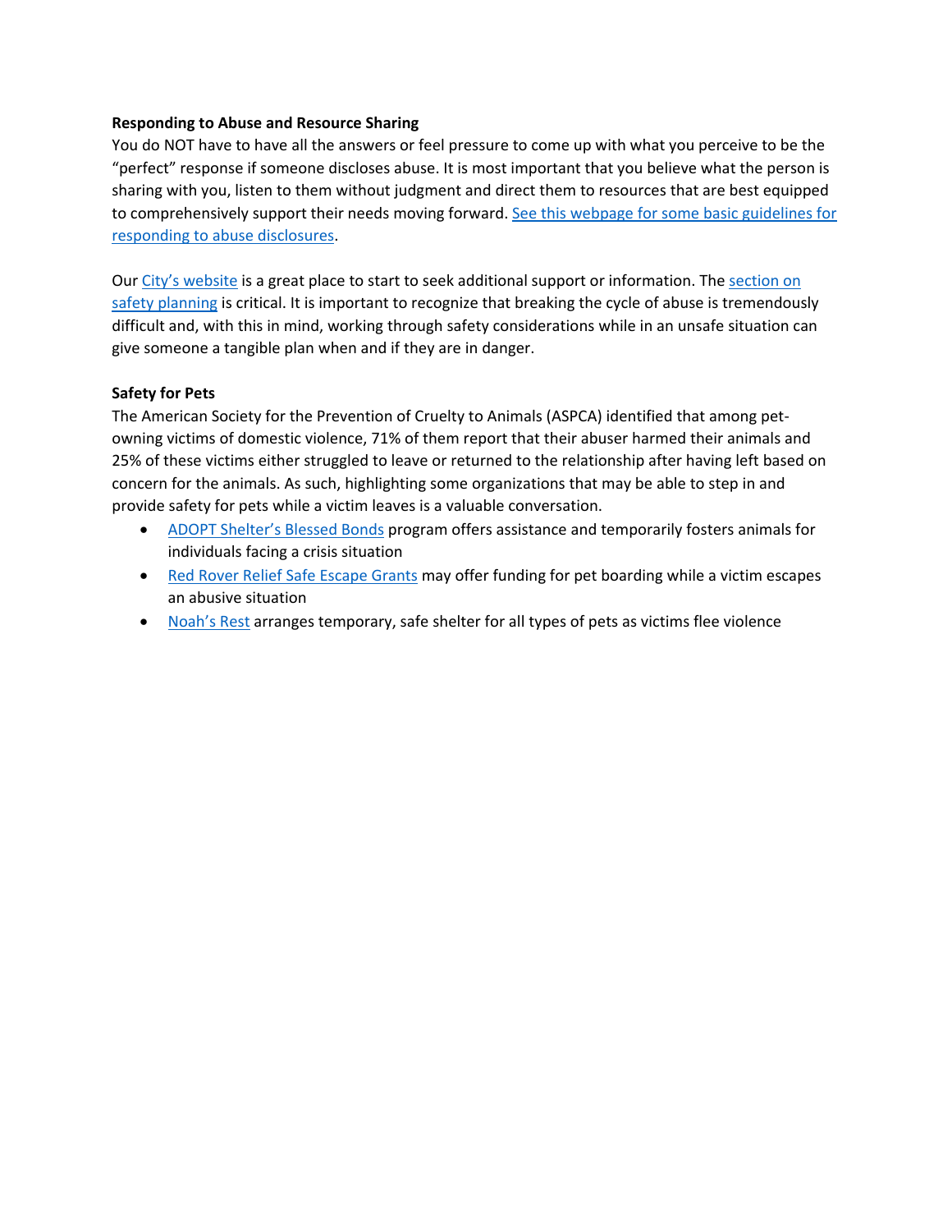**Responding to Abuse and Resource Sharing**

You do NOT have to have all the answers or feel pressure to come up with what you perceive to be the "perfect" response if someone discloses abuse. It is most important that you believe what the person is sharing with you, listen to them without judgment and direct them to resources that are best equipped to comprehensively support their needs moving forward. See this webpage for some basic guidelines for responding to abuse disclosures.

Our City's website is a great place to start to seek additional support or information. The section on safety planning is critical. It is important to recognize that breaking the cycle of abuse is tremendously difficult and, with this in mind, working through safety considerations while in an unsafe situation can give someone a tangible plan when and if they are in danger.

**Safety for Pets**

The American Society for the Prevention of Cruelty to Animals (ASPCA) identified that among pet-owning victims of domestic violence, 71% of them report that their abuser harmed their animals and 25% of these victims either struggled to leave or returned to the relationship after having left based on concern for the animals. As such, highlighting some organizations that may be able to step in and provide safety for pets while a victim leaves is a valuable conversation.

- ADOPT Shelter's Blessed Bonds program offers assistance and temporarily fosters animals for individuals facing a crisis situation
- Red Rover Relief Safe Escape Grants may offer funding for pet boarding while a victim escapes an abusive situation
- Noah's Rest arranges temporary, safe shelter for all types of pets as victims flee violence